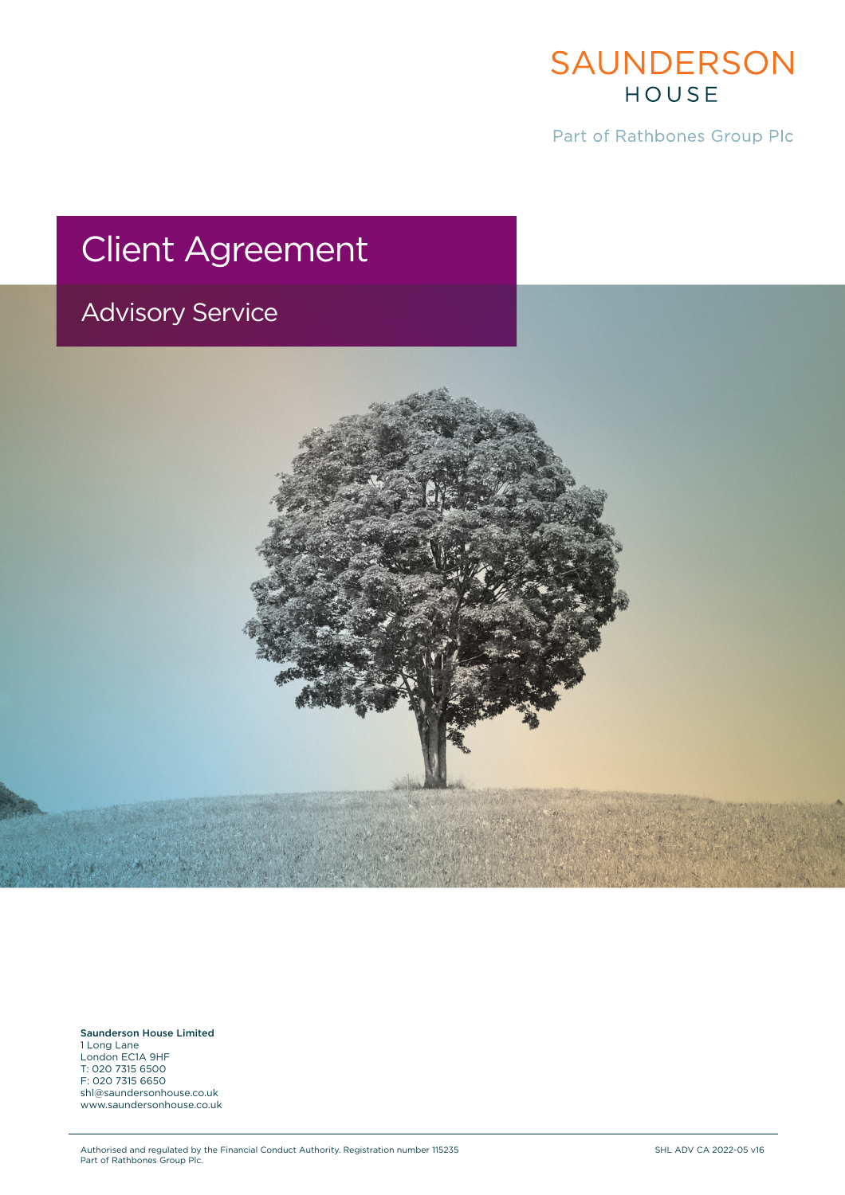SAUNDERSON HOUSE

Part of Rathbones Group Plc

# Client Agreement

## Advisory Service

**Saunderson House Limited**
1 Long Lane
London EC1A 9HF
T: 020 7315 6500
F: 020 7315 6650
shl@saundersonhouse.co.uk
www.saundersonhouse.co.uk

Authorised and regulated by the Financial Conduct Authority. Registration number 115235
Part of Rathbones Group Plc.

SHL ADV CA 2022-05 v16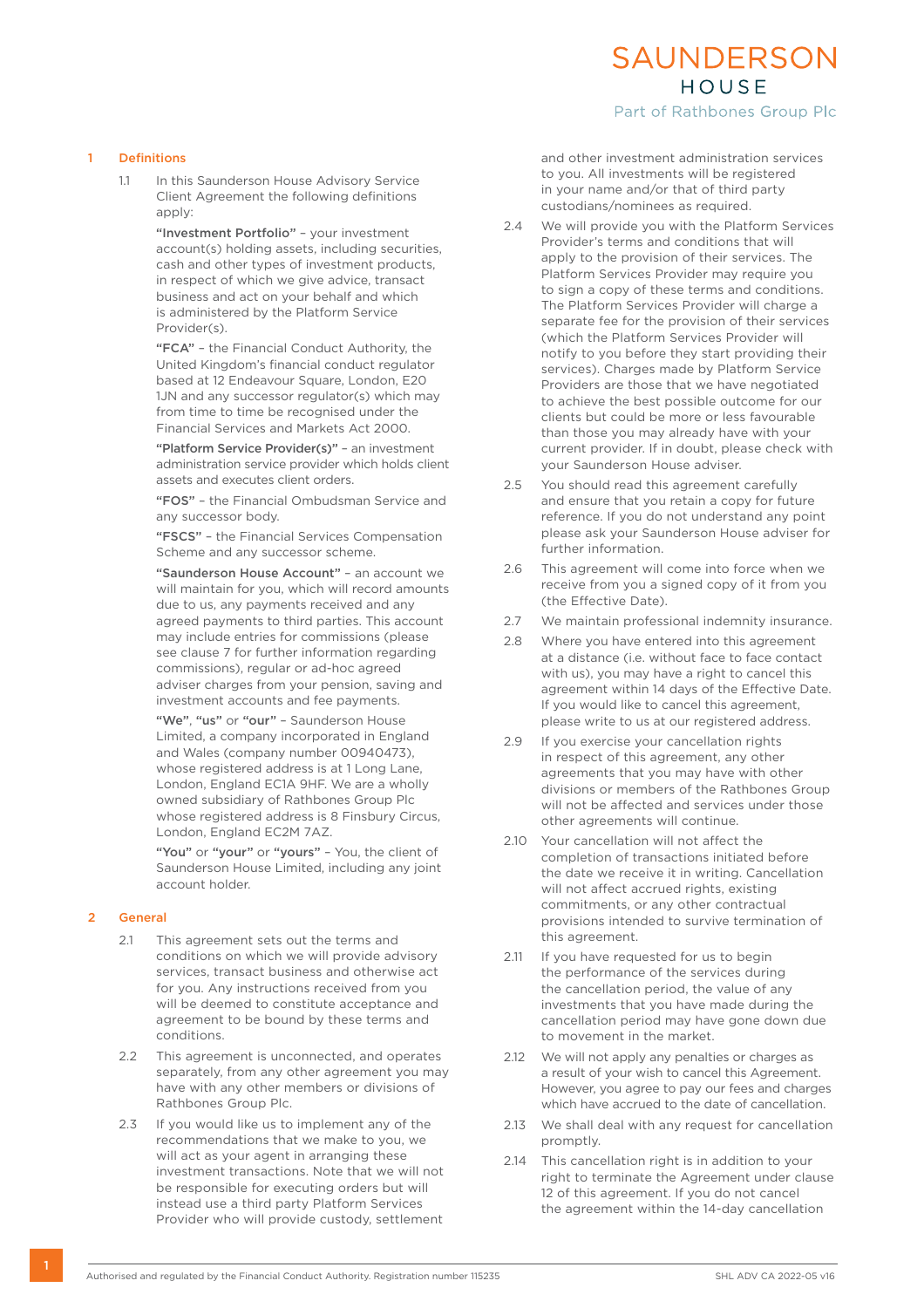## 1 Definitions

1.1 In this Saunderson House Advisory Service Client Agreement the following definitions apply:

**"Investment Portfolio"** – your investment account(s) holding assets, including securities, cash and other types of investment products, in respect of which we give advice, transact business and act on your behalf and which is administered by the Platform Service Provider(s).

**"FCA"** – the Financial Conduct Authority, the United Kingdom's financial conduct regulator based at 12 Endeavour Square, London, E20 1JN and any successor regulator(s) which may from time to time be recognised under the Financial Services and Markets Act 2000.

**"Platform Service Provider(s)"** – an investment administration service provider which holds client assets and executes client orders.

**"FOS"** – the Financial Ombudsman Service and any successor body.

**"FSCS"** – the Financial Services Compensation Scheme and any successor scheme.

**"Saunderson House Account"** – an account we will maintain for you, which will record amounts due to us, any payments received and any agreed payments to third parties. This account may include entries for commissions (please see clause 7 for further information regarding commissions), regular or ad-hoc agreed adviser charges from your pension, saving and investment accounts and fee payments.

**"We"**, **"us"** or **"our"** – Saunderson House Limited, a company incorporated in England and Wales (company number 00940473), whose registered address is at 1 Long Lane, London, England EC1A 9HF. We are a wholly owned subsidiary of Rathbones Group Plc whose registered address is 8 Finsbury Circus, London, England EC2M 7AZ.

**"You"** or **"your"** or **"yours"** – You, the client of Saunderson House Limited, including any joint account holder.

## 2 General

2.1 This agreement sets out the terms and conditions on which we will provide advisory services, transact business and otherwise act for you. Any instructions received from you will be deemed to constitute acceptance and agreement to be bound by these terms and conditions.

2.2 This agreement is unconnected, and operates separately, from any other agreement you may have with any other members or divisions of Rathbones Group Plc.

2.3 If you would like us to implement any of the recommendations that we make to you, we will act as your agent in arranging these investment transactions. Note that we will not be responsible for executing orders but will instead use a third party Platform Services Provider who will provide custody, settlement and other investment administration services to you. All investments will be registered in your name and/or that of third party custodians/nominees as required.

2.4 We will provide you with the Platform Services Provider's terms and conditions that will apply to the provision of their services. The Platform Services Provider may require you to sign a copy of these terms and conditions. The Platform Services Provider will charge a separate fee for the provision of their services (which the Platform Services Provider will notify to you before they start providing their services). Charges made by Platform Service Providers are those that we have negotiated to achieve the best possible outcome for our clients but could be more or less favourable than those you may already have with your current provider. If in doubt, please check with your Saunderson House adviser.

2.5 You should read this agreement carefully and ensure that you retain a copy for future reference. If you do not understand any point please ask your Saunderson House adviser for further information.

2.6 This agreement will come into force when we receive from you a signed copy of it from you (the Effective Date).

2.7 We maintain professional indemnity insurance.

2.8 Where you have entered into this agreement at a distance (i.e. without face to face contact with us), you may have a right to cancel this agreement within 14 days of the Effective Date. If you would like to cancel this agreement, please write to us at our registered address.

2.9 If you exercise your cancellation rights in respect of this agreement, any other agreements that you may have with other divisions or members of the Rathbones Group will not be affected and services under those other agreements will continue.

2.10 Your cancellation will not affect the completion of transactions initiated before the date we receive it in writing. Cancellation will not affect accrued rights, existing commitments, or any other contractual provisions intended to survive termination of this agreement.

2.11 If you have requested for us to begin the performance of the services during the cancellation period, the value of any investments that you have made during the cancellation period may have gone down due to movement in the market.

2.12 We will not apply any penalties or charges as a result of your wish to cancel this Agreement. However, you agree to pay our fees and charges which have accrued to the date of cancellation.

2.13 We shall deal with any request for cancellation promptly.

2.14 This cancellation right is in addition to your right to terminate the Agreement under clause 12 of this agreement. If you do not cancel the agreement within the 14-day cancellation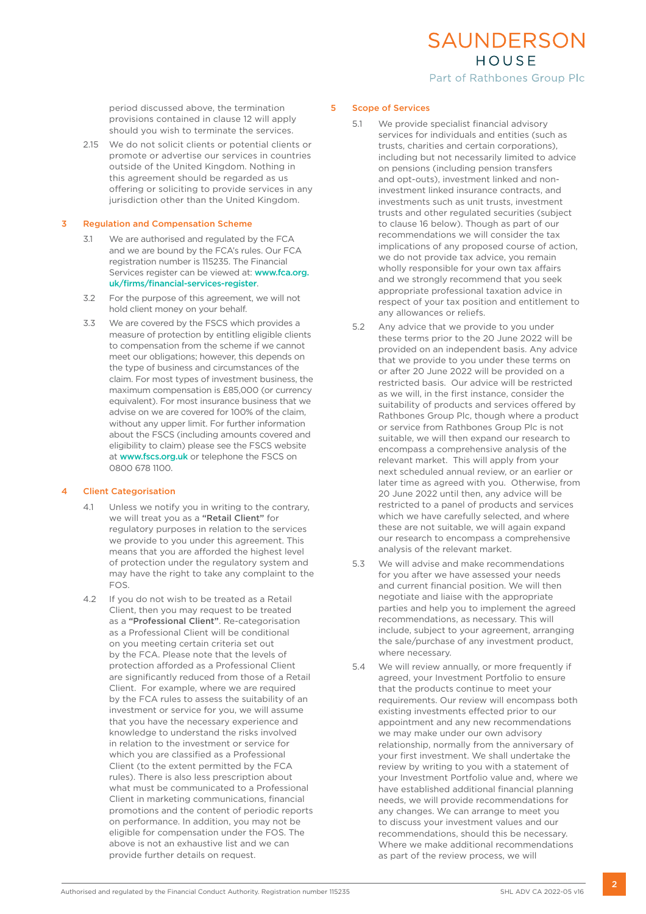period discussed above, the termination provisions contained in clause 12 will apply should you wish to terminate the services.

2.15 We do not solicit clients or potential clients or promote or advertise our services in countries outside of the United Kingdom. Nothing in this agreement should be regarded as us offering or soliciting to provide services in any jurisdiction other than the United Kingdom.

## 3 Regulation and Compensation Scheme

3.1 We are authorised and regulated by the FCA and we are bound by the FCA's rules. Our FCA registration number is 115235. The Financial Services register can be viewed at: www.fca.org.uk/firms/financial-services-register.

3.2 For the purpose of this agreement, we will not hold client money on your behalf.

3.3 We are covered by the FSCS which provides a measure of protection by entitling eligible clients to compensation from the scheme if we cannot meet our obligations; however, this depends on the type of business and circumstances of the claim. For most types of investment business, the maximum compensation is £85,000 (or currency equivalent). For most insurance business that we advise on we are covered for 100% of the claim, without any upper limit. For further information about the FSCS (including amounts covered and eligibility to claim) please see the FSCS website at www.fscs.org.uk or telephone the FSCS on 0800 678 1100.

## 4 Client Categorisation

4.1 Unless we notify you in writing to the contrary, we will treat you as a **"Retail Client"** for regulatory purposes in relation to the services we provide to you under this agreement. This means that you are afforded the highest level of protection under the regulatory system and may have the right to take any complaint to the FOS.

4.2 If you do not wish to be treated as a Retail Client, then you may request to be treated as a **"Professional Client"**. Re-categorisation as a Professional Client will be conditional on you meeting certain criteria set out by the FCA. Please note that the levels of protection afforded as a Professional Client are significantly reduced from those of a Retail Client. For example, where we are required by the FCA rules to assess the suitability of an investment or service for you, we will assume that you have the necessary experience and knowledge to understand the risks involved in relation to the investment or service for which you are classified as a Professional Client (to the extent permitted by the FCA rules). There is also less prescription about what must be communicated to a Professional Client in marketing communications, financial promotions and the content of periodic reports on performance. In addition, you may not be eligible for compensation under the FOS. The above is not an exhaustive list and we can provide further details on request.

## 5 Scope of Services

5.1 We provide specialist financial advisory services for individuals and entities (such as trusts, charities and certain corporations), including but not necessarily limited to advice on pensions (including pension transfers and opt-outs), investment linked and non-investment linked insurance contracts, and investments such as unit trusts, investment trusts and other regulated securities (subject to clause 16 below). Though as part of our recommendations we will consider the tax implications of any proposed course of action, we do not provide tax advice, you remain wholly responsible for your own tax affairs and we strongly recommend that you seek appropriate professional taxation advice in respect of your tax position and entitlement to any allowances or reliefs.

5.2 Any advice that we provide to you under these terms prior to the 20 June 2022 will be provided on an independent basis. Any advice that we provide to you under these terms on or after 20 June 2022 will be provided on a restricted basis. Our advice will be restricted as we will, in the first instance, consider the suitability of products and services offered by Rathbones Group Plc, though where a product or service from Rathbones Group Plc is not suitable, we will then expand our research to encompass a comprehensive analysis of the relevant market. This will apply from your next scheduled annual review, or an earlier or later time as agreed with you. Otherwise, from 20 June 2022 until then, any advice will be restricted to a panel of products and services which we have carefully selected, and where these are not suitable, we will again expand our research to encompass a comprehensive analysis of the relevant market.

5.3 We will advise and make recommendations for you after we have assessed your needs and current financial position. We will then negotiate and liaise with the appropriate parties and help you to implement the agreed recommendations, as necessary. This will include, subject to your agreement, arranging the sale/purchase of any investment product, where necessary.

5.4 We will review annually, or more frequently if agreed, your Investment Portfolio to ensure that the products continue to meet your requirements. Our review will encompass both existing investments effected prior to our appointment and any new recommendations we may make under our own advisory relationship, normally from the anniversary of your first investment. We shall undertake the review by writing to you with a statement of your Investment Portfolio value and, where we have established additional financial planning needs, we will provide recommendations for any changes. We can arrange to meet you to discuss your investment values and our recommendations, should this be necessary. Where we make additional recommendations as part of the review process, we will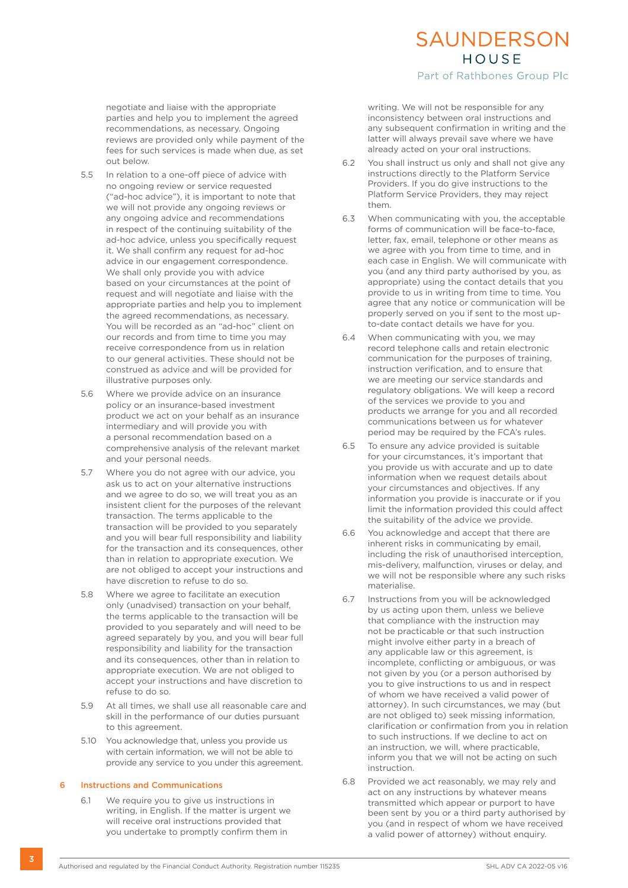negotiate and liaise with the appropriate parties and help you to implement the agreed recommendations, as necessary. Ongoing reviews are provided only while payment of the fees for such services is made when due, as set out below.

5.5 In relation to a one-off piece of advice with no ongoing review or service requested ("ad-hoc advice"), it is important to note that we will not provide any ongoing reviews or any ongoing advice and recommendations in respect of the continuing suitability of the ad-hoc advice, unless you specifically request it. We shall confirm any request for ad-hoc advice in our engagement correspondence. We shall only provide you with advice based on your circumstances at the point of request and will negotiate and liaise with the appropriate parties and help you to implement the agreed recommendations, as necessary. You will be recorded as an "ad-hoc" client on our records and from time to time you may receive correspondence from us in relation to our general activities. These should not be construed as advice and will be provided for illustrative purposes only.

5.6 Where we provide advice on an insurance policy or an insurance-based investment product we act on your behalf as an insurance intermediary and will provide you with a personal recommendation based on a comprehensive analysis of the relevant market and your personal needs.

5.7 Where you do not agree with our advice, you ask us to act on your alternative instructions and we agree to do so, we will treat you as an insistent client for the purposes of the relevant transaction. The terms applicable to the transaction will be provided to you separately and you will bear full responsibility and liability for the transaction and its consequences, other than in relation to appropriate execution. We are not obliged to accept your instructions and have discretion to refuse to do so.

5.8 Where we agree to facilitate an execution only (unadvised) transaction on your behalf, the terms applicable to the transaction will be provided to you separately and will need to be agreed separately by you, and you will bear full responsibility and liability for the transaction and its consequences, other than in relation to appropriate execution. We are not obliged to accept your instructions and have discretion to refuse to do so.

5.9 At all times, we shall use all reasonable care and skill in the performance of our duties pursuant to this agreement.

5.10 You acknowledge that, unless you provide us with certain information, we will not be able to provide any service to you under this agreement.

## 6 Instructions and Communications

6.1 We require you to give us instructions in writing, in English. If the matter is urgent we will receive oral instructions provided that you undertake to promptly confirm them in writing. We will not be responsible for any inconsistency between oral instructions and any subsequent confirmation in writing and the latter will always prevail save where we have already acted on your oral instructions.

6.2 You shall instruct us only and shall not give any instructions directly to the Platform Service Providers. If you do give instructions to the Platform Service Providers, they may reject them.

6.3 When communicating with you, the acceptable forms of communication will be face-to-face, letter, fax, email, telephone or other means as we agree with you from time to time, and in each case in English. We will communicate with you (and any third party authorised by you, as appropriate) using the contact details that you provide to us in writing from time to time. You agree that any notice or communication will be properly served on you if sent to the most up-to-date contact details we have for you.

6.4 When communicating with you, we may record telephone calls and retain electronic communication for the purposes of training, instruction verification, and to ensure that we are meeting our service standards and regulatory obligations. We will keep a record of the services we provide to you and products we arrange for you and all recorded communications between us for whatever period may be required by the FCA's rules.

6.5 To ensure any advice provided is suitable for your circumstances, it's important that you provide us with accurate and up to date information when we request details about your circumstances and objectives. If any information you provide is inaccurate or if you limit the information provided this could affect the suitability of the advice we provide.

6.6 You acknowledge and accept that there are inherent risks in communicating by email, including the risk of unauthorised interception, mis-delivery, malfunction, viruses or delay, and we will not be responsible where any such risks materialise.

6.7 Instructions from you will be acknowledged by us acting upon them, unless we believe that compliance with the instruction may not be practicable or that such instruction might involve either party in a breach of any applicable law or this agreement, is incomplete, conflicting or ambiguous, or was not given by you (or a person authorised by you to give instructions to us and in respect of whom we have received a valid power of attorney). In such circumstances, we may (but are not obliged to) seek missing information, clarification or confirmation from you in relation to such instructions. If we decline to act on an instruction, we will, where practicable, inform you that we will not be acting on such instruction.

6.8 Provided we act reasonably, we may rely and act on any instructions by whatever means transmitted which appear or purport to have been sent by you or a third party authorised by you (and in respect of whom we have received a valid power of attorney) without enquiry.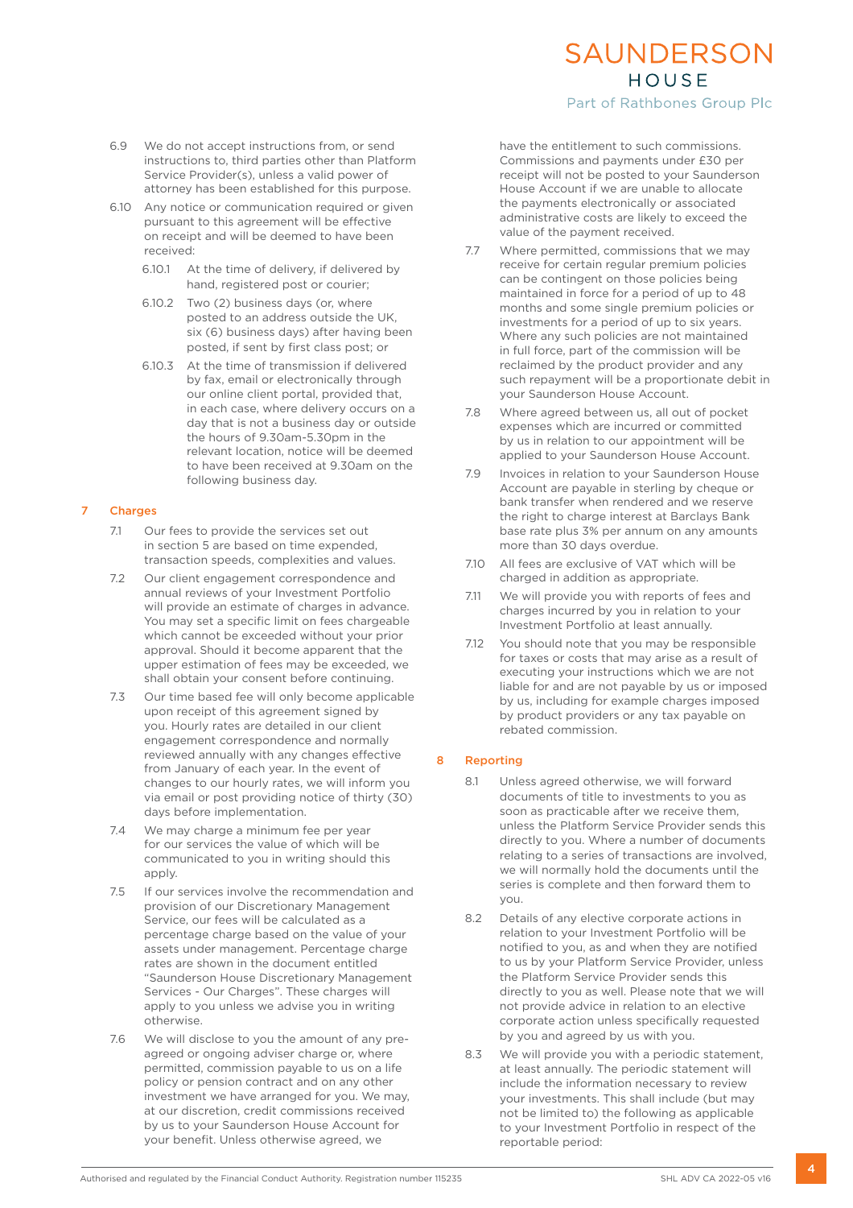6.9 We do not accept instructions from, or send instructions to, third parties other than Platform Service Provider(s), unless a valid power of attorney has been established for this purpose.

6.10 Any notice or communication required or given pursuant to this agreement will be effective on receipt and will be deemed to have been received:

6.10.1 At the time of delivery, if delivered by hand, registered post or courier;

6.10.2 Two (2) business days (or, where posted to an address outside the UK, six (6) business days) after having been posted, if sent by first class post; or

6.10.3 At the time of transmission if delivered by fax, email or electronically through our online client portal, provided that, in each case, where delivery occurs on a day that is not a business day or outside the hours of 9.30am-5.30pm in the relevant location, notice will be deemed to have been received at 9.30am on the following business day.

## 7 Charges

7.1 Our fees to provide the services set out in section 5 are based on time expended, transaction speeds, complexities and values.

7.2 Our client engagement correspondence and annual reviews of your Investment Portfolio will provide an estimate of charges in advance. You may set a specific limit on fees chargeable which cannot be exceeded without your prior approval. Should it become apparent that the upper estimation of fees may be exceeded, we shall obtain your consent before continuing.

7.3 Our time based fee will only become applicable upon receipt of this agreement signed by you. Hourly rates are detailed in our client engagement correspondence and normally reviewed annually with any changes effective from January of each year. In the event of changes to our hourly rates, we will inform you via email or post providing notice of thirty (30) days before implementation.

7.4 We may charge a minimum fee per year for our services the value of which will be communicated to you in writing should this apply.

7.5 If our services involve the recommendation and provision of our Discretionary Management Service, our fees will be calculated as a percentage charge based on the value of your assets under management. Percentage charge rates are shown in the document entitled "Saunderson House Discretionary Management Services - Our Charges". These charges will apply to you unless we advise you in writing otherwise.

7.6 We will disclose to you the amount of any pre-agreed or ongoing adviser charge or, where permitted, commission payable to us on a life policy or pension contract and on any other investment we have arranged for you. We may, at our discretion, credit commissions received by us to your Saunderson House Account for your benefit. Unless otherwise agreed, we have the entitlement to such commissions. Commissions and payments under £30 per receipt will not be posted to your Saunderson House Account if we are unable to allocate the payments electronically or associated administrative costs are likely to exceed the value of the payment received.

7.7 Where permitted, commissions that we may receive for certain regular premium policies can be contingent on those policies being maintained in force for a period of up to 48 months and some single premium policies or investments for a period of up to six years. Where any such policies are not maintained in full force, part of the commission will be reclaimed by the product provider and any such repayment will be a proportionate debit in your Saunderson House Account.

7.8 Where agreed between us, all out of pocket expenses which are incurred or committed by us in relation to our appointment will be applied to your Saunderson House Account.

7.9 Invoices in relation to your Saunderson House Account are payable in sterling by cheque or bank transfer when rendered and we reserve the right to charge interest at Barclays Bank base rate plus 3% per annum on any amounts more than 30 days overdue.

7.10 All fees are exclusive of VAT which will be charged in addition as appropriate.

7.11 We will provide you with reports of fees and charges incurred by you in relation to your Investment Portfolio at least annually.

7.12 You should note that you may be responsible for taxes or costs that may arise as a result of executing your instructions which we are not liable for and are not payable by us or imposed by us, including for example charges imposed by product providers or any tax payable on rebated commission.

## 8 Reporting

8.1 Unless agreed otherwise, we will forward documents of title to investments to you as soon as practicable after we receive them, unless the Platform Service Provider sends this directly to you. Where a number of documents relating to a series of transactions are involved, we will normally hold the documents until the series is complete and then forward them to you.

8.2 Details of any elective corporate actions in relation to your Investment Portfolio will be notified to you, as and when they are notified to us by your Platform Service Provider, unless the Platform Service Provider sends this directly to you as well. Please note that we will not provide advice in relation to an elective corporate action unless specifically requested by you and agreed by us with you.

8.3 We will provide you with a periodic statement, at least annually. The periodic statement will include the information necessary to review your investments. This shall include (but may not be limited to) the following as applicable to your Investment Portfolio in respect of the reportable period: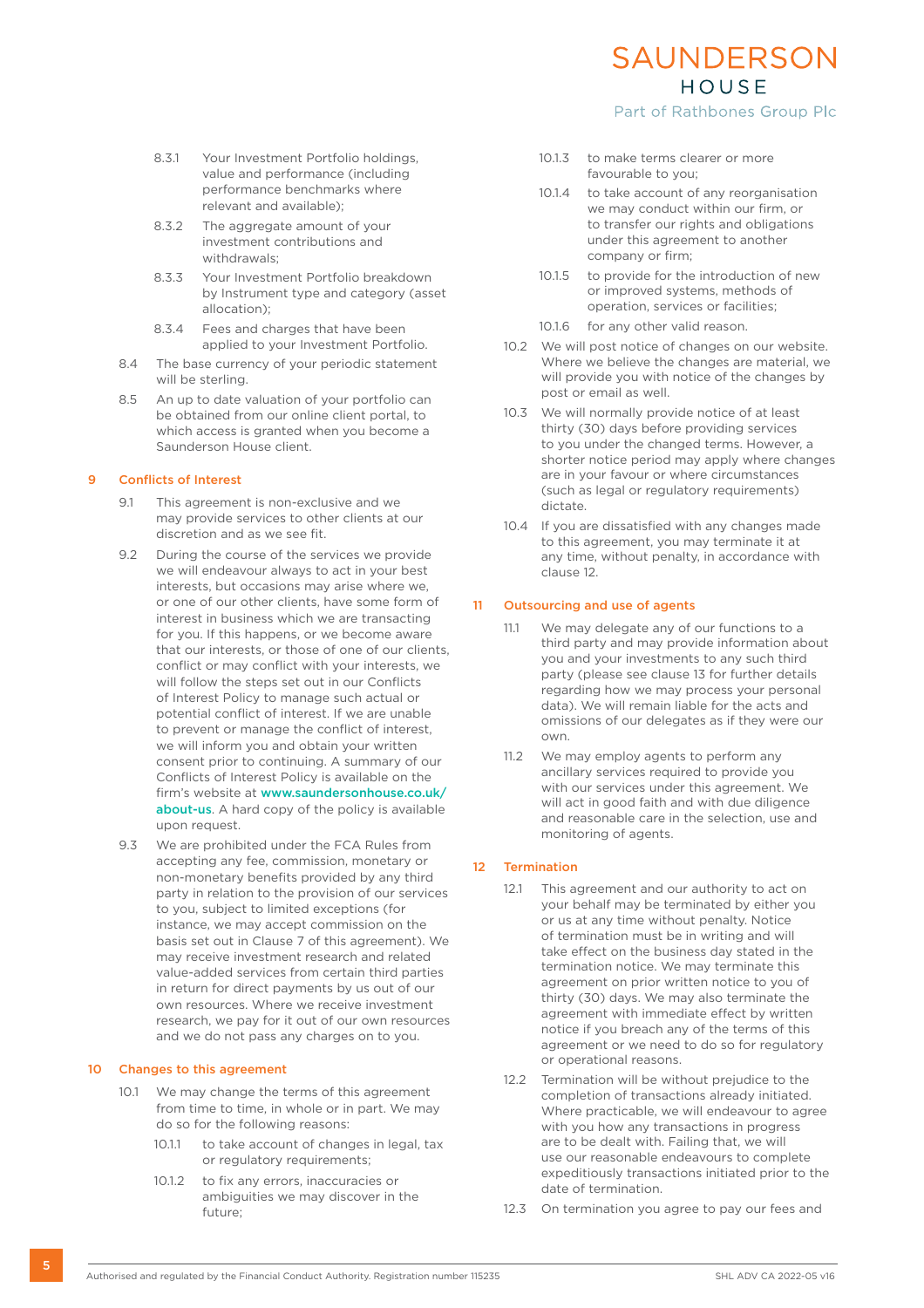8.3.1 Your Investment Portfolio holdings, value and performance (including performance benchmarks where relevant and available);

8.3.2 The aggregate amount of your investment contributions and withdrawals;

8.3.3 Your Investment Portfolio breakdown by Instrument type and category (asset allocation);

8.3.4 Fees and charges that have been applied to your Investment Portfolio.

8.4 The base currency of your periodic statement will be sterling.

8.5 An up to date valuation of your portfolio can be obtained from our online client portal, to which access is granted when you become a Saunderson House client.

## 9 Conflicts of Interest

9.1 This agreement is non-exclusive and we may provide services to other clients at our discretion and as we see fit.

9.2 During the course of the services we provide we will endeavour always to act in your best interests, but occasions may arise where we, or one of our other clients, have some form of interest in business which we are transacting for you. If this happens, or we become aware that our interests, or those of one of our clients, conflict or may conflict with your interests, we will follow the steps set out in our Conflicts of Interest Policy to manage such actual or potential conflict of interest. If we are unable to prevent or manage the conflict of interest, we will inform you and obtain your written consent prior to continuing. A summary of our Conflicts of Interest Policy is available on the firm's website at www.saundersonhouse.co.uk/about-us. A hard copy of the policy is available upon request.

9.3 We are prohibited under the FCA Rules from accepting any fee, commission, monetary or non-monetary benefits provided by any third party in relation to the provision of our services to you, subject to limited exceptions (for instance, we may accept commission on the basis set out in Clause 7 of this agreement). We may receive investment research and related value-added services from certain third parties in return for direct payments by us out of our own resources. Where we receive investment research, we pay for it out of our own resources and we do not pass any charges on to you.

## 10 Changes to this agreement

10.1 We may change the terms of this agreement from time to time, in whole or in part. We may do so for the following reasons:

10.1.1 to take account of changes in legal, tax or regulatory requirements;

10.1.2 to fix any errors, inaccuracies or ambiguities we may discover in the future;

10.1.3 to make terms clearer or more favourable to you;

10.1.4 to take account of any reorganisation we may conduct within our firm, or to transfer our rights and obligations under this agreement to another company or firm;

10.1.5 to provide for the introduction of new or improved systems, methods of operation, services or facilities;

10.1.6 for any other valid reason.

10.2 We will post notice of changes on our website. Where we believe the changes are material, we will provide you with notice of the changes by post or email as well.

10.3 We will normally provide notice of at least thirty (30) days before providing services to you under the changed terms. However, a shorter notice period may apply where changes are in your favour or where circumstances (such as legal or regulatory requirements) dictate.

10.4 If you are dissatisfied with any changes made to this agreement, you may terminate it at any time, without penalty, in accordance with clause 12.

## 11 Outsourcing and use of agents

11.1 We may delegate any of our functions to a third party and may provide information about you and your investments to any such third party (please see clause 13 for further details regarding how we may process your personal data). We will remain liable for the acts and omissions of our delegates as if they were our own.

11.2 We may employ agents to perform any ancillary services required to provide you with our services under this agreement. We will act in good faith and with due diligence and reasonable care in the selection, use and monitoring of agents.

## 12 Termination

12.1 This agreement and our authority to act on your behalf may be terminated by either you or us at any time without penalty. Notice of termination must be in writing and will take effect on the business day stated in the termination notice. We may terminate this agreement on prior written notice to you of thirty (30) days. We may also terminate the agreement with immediate effect by written notice if you breach any of the terms of this agreement or we need to do so for regulatory or operational reasons.

12.2 Termination will be without prejudice to the completion of transactions already initiated. Where practicable, we will endeavour to agree with you how any transactions in progress are to be dealt with. Failing that, we will use our reasonable endeavours to complete expeditiously transactions initiated prior to the date of termination.

12.3 On termination you agree to pay our fees and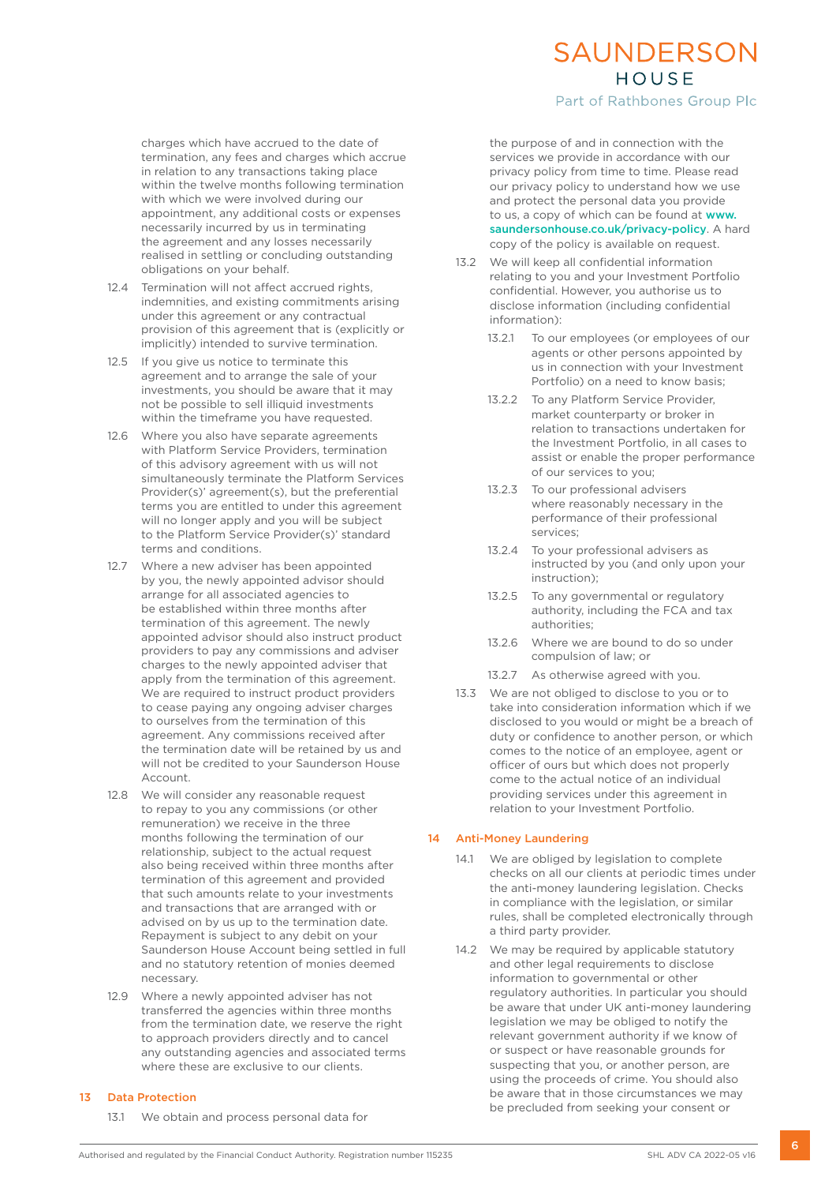charges which have accrued to the date of termination, any fees and charges which accrue in relation to any transactions taking place within the twelve months following termination with which we were involved during our appointment, any additional costs or expenses necessarily incurred by us in terminating the agreement and any losses necessarily realised in settling or concluding outstanding obligations on your behalf.

12.4 Termination will not affect accrued rights, indemnities, and existing commitments arising under this agreement or any contractual provision of this agreement that is (explicitly or implicitly) intended to survive termination.

12.5 If you give us notice to terminate this agreement and to arrange the sale of your investments, you should be aware that it may not be possible to sell illiquid investments within the timeframe you have requested.

12.6 Where you also have separate agreements with Platform Service Providers, termination of this advisory agreement with us will not simultaneously terminate the Platform Services Provider(s)' agreement(s), but the preferential terms you are entitled to under this agreement will no longer apply and you will be subject to the Platform Service Provider(s)' standard terms and conditions.

12.7 Where a new adviser has been appointed by you, the newly appointed advisor should arrange for all associated agencies to be established within three months after termination of this agreement. The newly appointed advisor should also instruct product providers to pay any commissions and adviser charges to the newly appointed adviser that apply from the termination of this agreement. We are required to instruct product providers to cease paying any ongoing adviser charges to ourselves from the termination of this agreement. Any commissions received after the termination date will be retained by us and will not be credited to your Saunderson House Account.

12.8 We will consider any reasonable request to repay to you any commissions (or other remuneration) we receive in the three months following the termination of our relationship, subject to the actual request also being received within three months after termination of this agreement and provided that such amounts relate to your investments and transactions that are arranged with or advised on by us up to the termination date. Repayment is subject to any debit on your Saunderson House Account being settled in full and no statutory retention of monies deemed necessary.

12.9 Where a newly appointed adviser has not transferred the agencies within three months from the termination date, we reserve the right to approach providers directly and to cancel any outstanding agencies and associated terms where these are exclusive to our clients.

## 13 Data Protection

13.1 We obtain and process personal data for the purpose of and in connection with the services we provide in accordance with our privacy policy from time to time. Please read our privacy policy to understand how we use and protect the personal data you provide to us, a copy of which can be found at www.saundersonhouse.co.uk/privacy-policy. A hard copy of the policy is available on request.

13.2 We will keep all confidential information relating to you and your Investment Portfolio confidential. However, you authorise us to disclose information (including confidential information):

13.2.1 To our employees (or employees of our agents or other persons appointed by us in connection with your Investment Portfolio) on a need to know basis;

13.2.2 To any Platform Service Provider, market counterparty or broker in relation to transactions undertaken for the Investment Portfolio, in all cases to assist or enable the proper performance of our services to you;

13.2.3 To our professional advisers where reasonably necessary in the performance of their professional services;

13.2.4 To your professional advisers as instructed by you (and only upon your instruction);

13.2.5 To any governmental or regulatory authority, including the FCA and tax authorities;

13.2.6 Where we are bound to do so under compulsion of law; or

13.2.7 As otherwise agreed with you.

13.3 We are not obliged to disclose to you or to take into consideration information which if we disclosed to you would or might be a breach of duty or confidence to another person, or which comes to the notice of an employee, agent or officer of ours but which does not properly come to the actual notice of an individual providing services under this agreement in relation to your Investment Portfolio.

## 14 Anti-Money Laundering

14.1 We are obliged by legislation to complete checks on all our clients at periodic times under the anti-money laundering legislation. Checks in compliance with the legislation, or similar rules, shall be completed electronically through a third party provider.

14.2 We may be required by applicable statutory and other legal requirements to disclose information to governmental or other regulatory authorities. In particular you should be aware that under UK anti-money laundering legislation we may be obliged to notify the relevant government authority if we know of or suspect or have reasonable grounds for suspecting that you, or another person, are using the proceeds of crime. You should also be aware that in those circumstances we may be precluded from seeking your consent or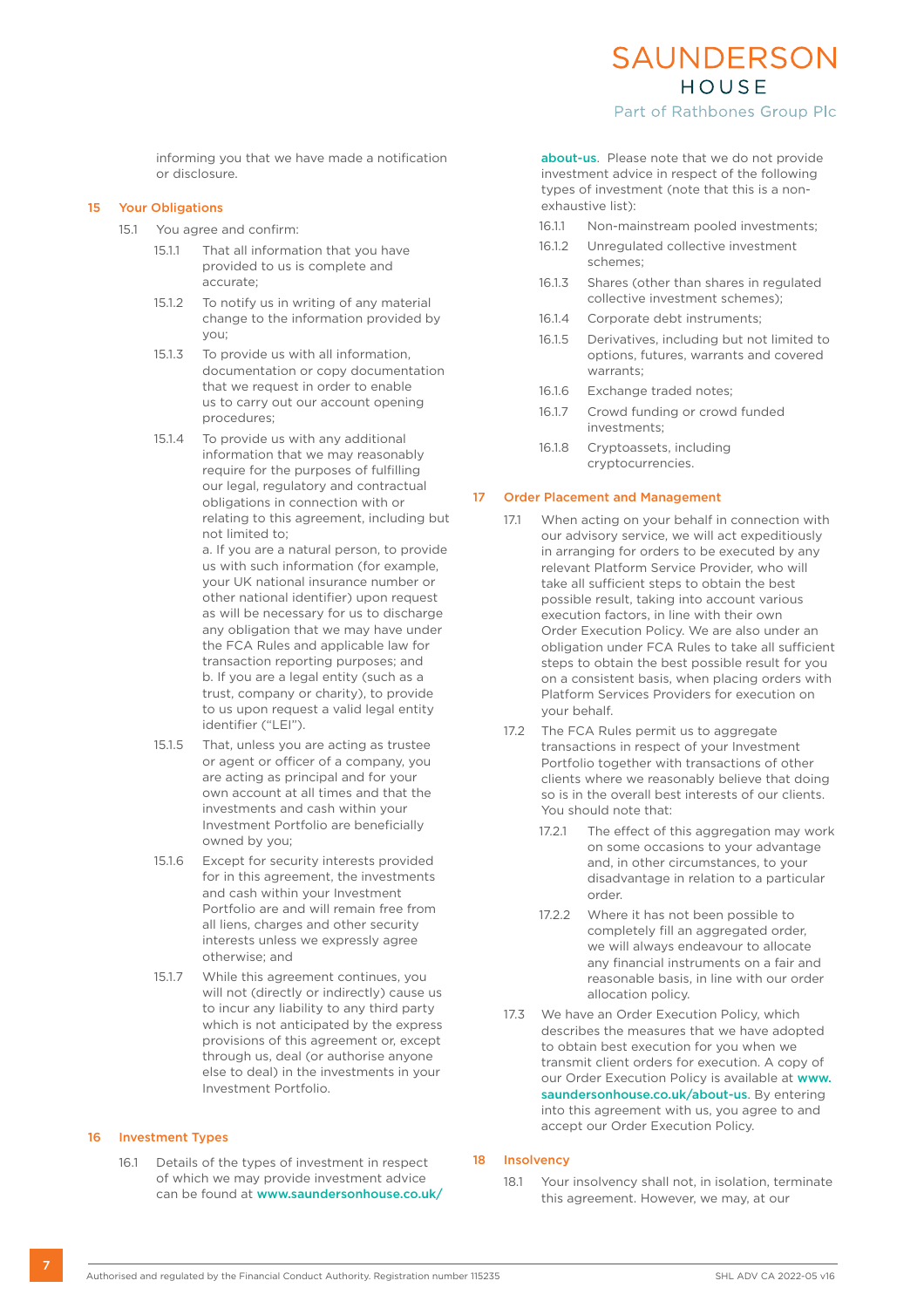informing you that we have made a notification or disclosure.

## 15 Your Obligations

15.1 You agree and confirm:

15.1.1 That all information that you have provided to us is complete and accurate;

15.1.2 To notify us in writing of any material change to the information provided by you;

15.1.3 To provide us with all information, documentation or copy documentation that we request in order to enable us to carry out our account opening procedures;

15.1.4 To provide us with any additional information that we may reasonably require for the purposes of fulfilling our legal, regulatory and contractual obligations in connection with or relating to this agreement, including but not limited to;

a. If you are a natural person, to provide us with such information (for example, your UK national insurance number or other national identifier) upon request as will be necessary for us to discharge any obligation that we may have under the FCA Rules and applicable law for transaction reporting purposes; and

b. If you are a legal entity (such as a trust, company or charity), to provide to us upon request a valid legal entity identifier ("LEI").

15.1.5 That, unless you are acting as trustee or agent or officer of a company, you are acting as principal and for your own account at all times and that the investments and cash within your Investment Portfolio are beneficially owned by you;

15.1.6 Except for security interests provided for in this agreement, the investments and cash within your Investment Portfolio are and will remain free from all liens, charges and other security interests unless we expressly agree otherwise; and

15.1.7 While this agreement continues, you will not (directly or indirectly) cause us to incur any liability to any third party which is not anticipated by the express provisions of this agreement or, except through us, deal (or authorise anyone else to deal) in the investments in your Investment Portfolio.

## 16 Investment Types

16.1 Details of the types of investment in respect of which we may provide investment advice can be found at www.saundersonhouse.co.uk/about-us. Please note that we do not provide investment advice in respect of the following types of investment (note that this is a non-exhaustive list):

16.1.1 Non-mainstream pooled investments;

16.1.2 Unregulated collective investment schemes;

16.1.3 Shares (other than shares in regulated collective investment schemes);

16.1.4 Corporate debt instruments;

16.1.5 Derivatives, including but not limited to options, futures, warrants and covered warrants;

16.1.6 Exchange traded notes;

16.1.7 Crowd funding or crowd funded investments;

16.1.8 Cryptoassets, including cryptocurrencies.

## 17 Order Placement and Management

17.1 When acting on your behalf in connection with our advisory service, we will act expeditiously in arranging for orders to be executed by any relevant Platform Service Provider, who will take all sufficient steps to obtain the best possible result, taking into account various execution factors, in line with their own Order Execution Policy. We are also under an obligation under FCA Rules to take all sufficient steps to obtain the best possible result for you on a consistent basis, when placing orders with Platform Services Providers for execution on your behalf.

17.2 The FCA Rules permit us to aggregate transactions in respect of your Investment Portfolio together with transactions of other clients where we reasonably believe that doing so is in the overall best interests of our clients. You should note that:

17.2.1 The effect of this aggregation may work on some occasions to your advantage and, in other circumstances, to your disadvantage in relation to a particular order.

17.2.2 Where it has not been possible to completely fill an aggregated order, we will always endeavour to allocate any financial instruments on a fair and reasonable basis, in line with our order allocation policy.

17.3 We have an Order Execution Policy, which describes the measures that we have adopted to obtain best execution for you when we transmit client orders for execution. A copy of our Order Execution Policy is available at www.saundersonhouse.co.uk/about-us. By entering into this agreement with us, you agree to and accept our Order Execution Policy.

## 18 Insolvency

18.1 Your insolvency shall not, in isolation, terminate this agreement. However, we may, at our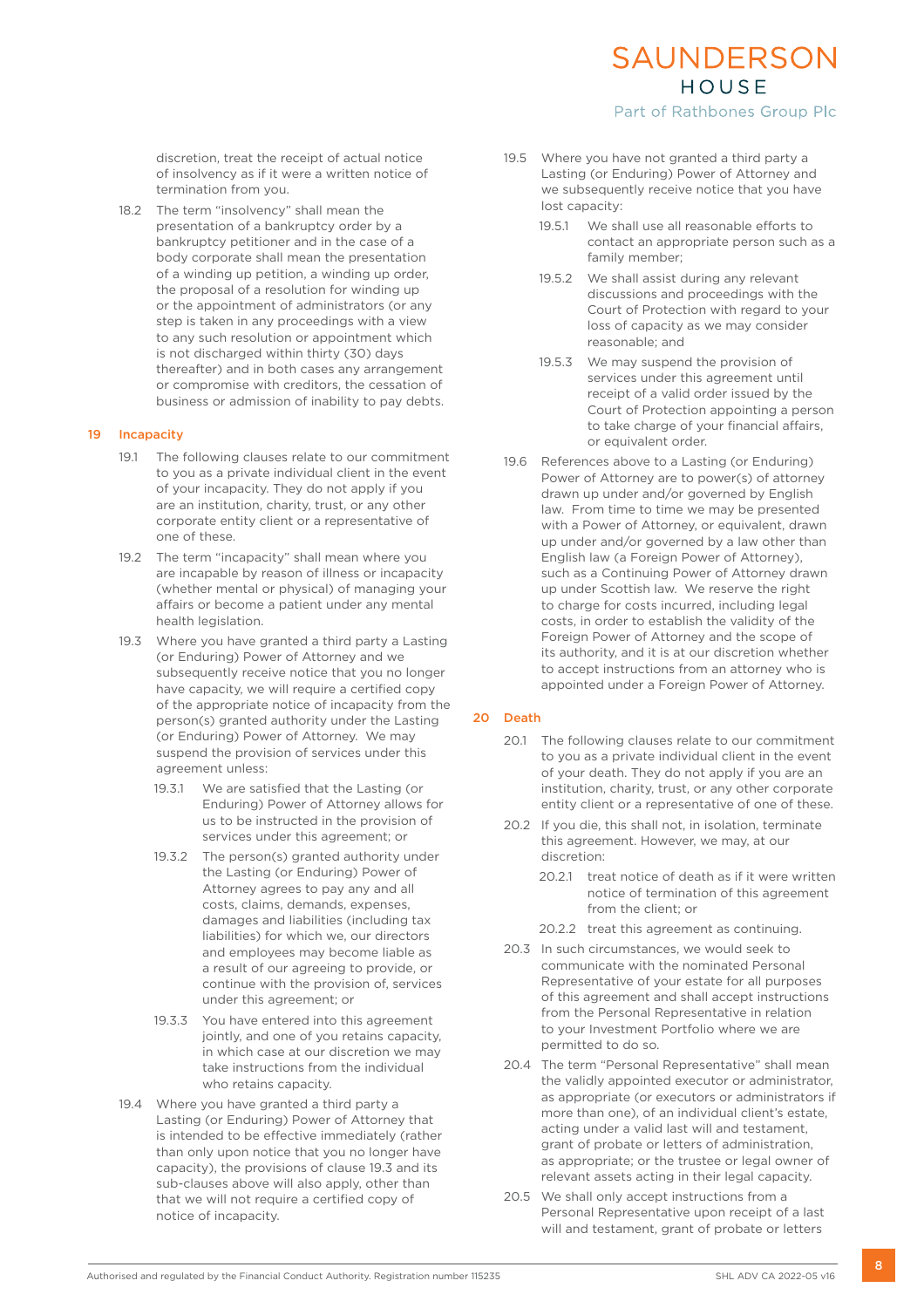discretion, treat the receipt of actual notice of insolvency as if it were a written notice of termination from you.

18.2 The term "insolvency" shall mean the presentation of a bankruptcy order by a bankruptcy petitioner and in the case of a body corporate shall mean the presentation of a winding up petition, a winding up order, the proposal of a resolution for winding up or the appointment of administrators (or any step is taken in any proceedings with a view to any such resolution or appointment which is not discharged within thirty (30) days thereafter) and in both cases any arrangement or compromise with creditors, the cessation of business or admission of inability to pay debts.

## 19 Incapacity

19.1 The following clauses relate to our commitment to you as a private individual client in the event of your incapacity. They do not apply if you are an institution, charity, trust, or any other corporate entity client or a representative of one of these.

19.2 The term "incapacity" shall mean where you are incapable by reason of illness or incapacity (whether mental or physical) of managing your affairs or become a patient under any mental health legislation.

19.3 Where you have granted a third party a Lasting (or Enduring) Power of Attorney and we subsequently receive notice that you no longer have capacity, we will require a certified copy of the appropriate notice of incapacity from the person(s) granted authority under the Lasting (or Enduring) Power of Attorney. We may suspend the provision of services under this agreement unless:

19.3.1 We are satisfied that the Lasting (or Enduring) Power of Attorney allows for us to be instructed in the provision of services under this agreement; or

19.3.2 The person(s) granted authority under the Lasting (or Enduring) Power of Attorney agrees to pay any and all costs, claims, demands, expenses, damages and liabilities (including tax liabilities) for which we, our directors and employees may become liable as a result of our agreeing to provide, or continue with the provision of, services under this agreement; or

19.3.3 You have entered into this agreement jointly, and one of you retains capacity, in which case at our discretion we may take instructions from the individual who retains capacity.

19.4 Where you have granted a third party a Lasting (or Enduring) Power of Attorney that is intended to be effective immediately (rather than only upon notice that you no longer have capacity), the provisions of clause 19.3 and its sub-clauses above will also apply, other than that we will not require a certified copy of notice of incapacity.

19.5 Where you have not granted a third party a Lasting (or Enduring) Power of Attorney and we subsequently receive notice that you have lost capacity:

19.5.1 We shall use all reasonable efforts to contact an appropriate person such as a family member;

19.5.2 We shall assist during any relevant discussions and proceedings with the Court of Protection with regard to your loss of capacity as we may consider reasonable; and

19.5.3 We may suspend the provision of services under this agreement until receipt of a valid order issued by the Court of Protection appointing a person to take charge of your financial affairs, or equivalent order.

19.6 References above to a Lasting (or Enduring) Power of Attorney are to power(s) of attorney drawn up under and/or governed by English law. From time to time we may be presented with a Power of Attorney, or equivalent, drawn up under and/or governed by a law other than English law (a Foreign Power of Attorney), such as a Continuing Power of Attorney drawn up under Scottish law. We reserve the right to charge for costs incurred, including legal costs, in order to establish the validity of the Foreign Power of Attorney and the scope of its authority, and it is at our discretion whether to accept instructions from an attorney who is appointed under a Foreign Power of Attorney.

## 20 Death

20.1 The following clauses relate to our commitment to you as a private individual client in the event of your death. They do not apply if you are an institution, charity, trust, or any other corporate entity client or a representative of one of these.

20.2 If you die, this shall not, in isolation, terminate this agreement. However, we may, at our discretion:

20.2.1 treat notice of death as if it were written notice of termination of this agreement from the client; or

20.2.2 treat this agreement as continuing.

20.3 In such circumstances, we would seek to communicate with the nominated Personal Representative of your estate for all purposes of this agreement and shall accept instructions from the Personal Representative in relation to your Investment Portfolio where we are permitted to do so.

20.4 The term "Personal Representative" shall mean the validly appointed executor or administrator, as appropriate (or executors or administrators if more than one), of an individual client's estate, acting under a valid last will and testament, grant of probate or letters of administration, as appropriate; or the trustee or legal owner of relevant assets acting in their legal capacity.

20.5 We shall only accept instructions from a Personal Representative upon receipt of a last will and testament, grant of probate or letters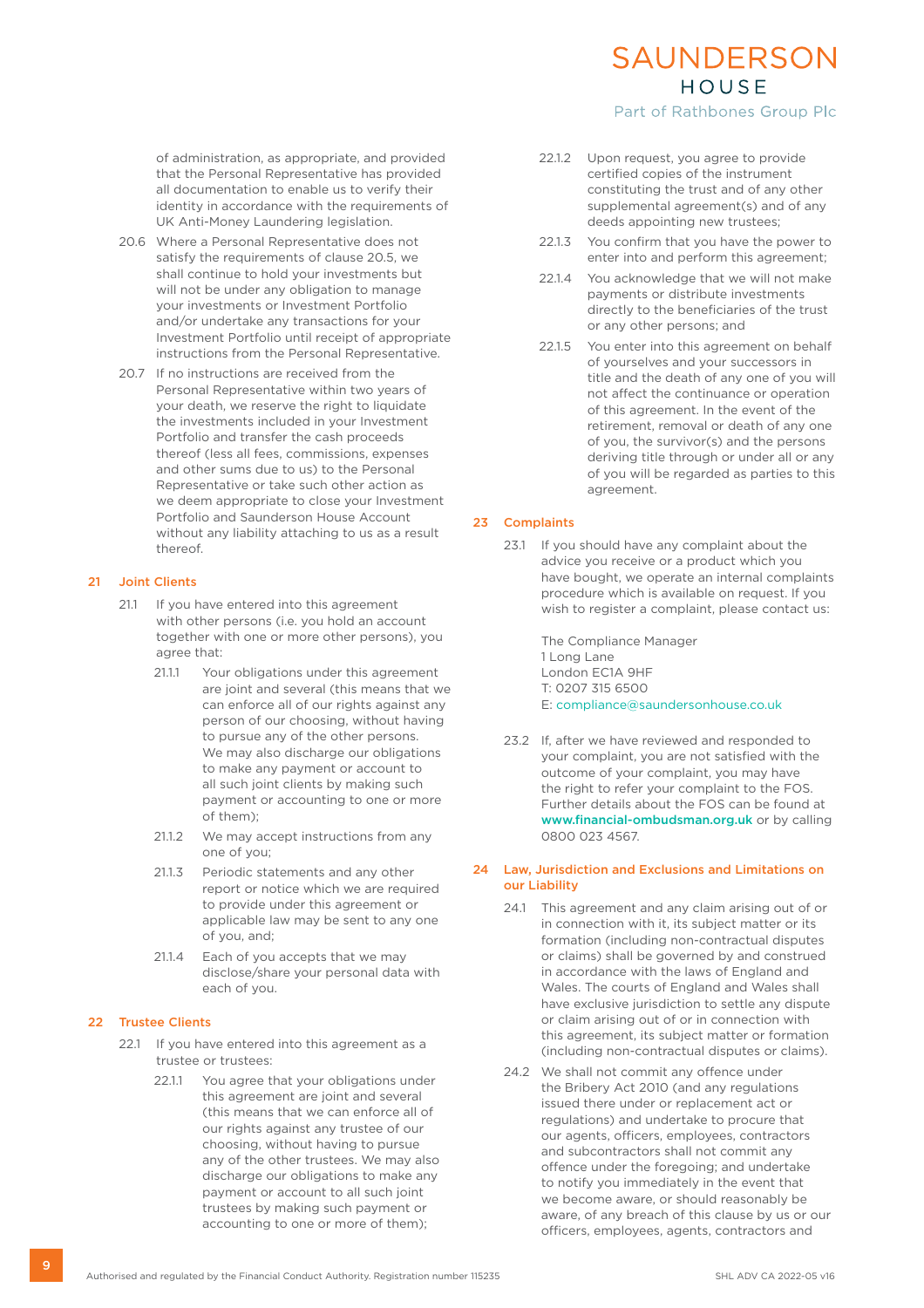of administration, as appropriate, and provided that the Personal Representative has provided all documentation to enable us to verify their identity in accordance with the requirements of UK Anti-Money Laundering legislation.

20.6 Where a Personal Representative does not satisfy the requirements of clause 20.5, we shall continue to hold your investments but will not be under any obligation to manage your investments or Investment Portfolio and/or undertake any transactions for your Investment Portfolio until receipt of appropriate instructions from the Personal Representative.

20.7 If no instructions are received from the Personal Representative within two years of your death, we reserve the right to liquidate the investments included in your Investment Portfolio and transfer the cash proceeds thereof (less all fees, commissions, expenses and other sums due to us) to the Personal Representative or take such other action as we deem appropriate to close your Investment Portfolio and Saunderson House Account without any liability attaching to us as a result thereof.

## 21 Joint Clients

21.1 If you have entered into this agreement with other persons (i.e. you hold an account together with one or more other persons), you agree that:

21.1.1 Your obligations under this agreement are joint and several (this means that we can enforce all of our rights against any person of our choosing, without having to pursue any of the other persons. We may also discharge our obligations to make any payment or account to all such joint clients by making such payment or accounting to one or more of them);

21.1.2 We may accept instructions from any one of you;

21.1.3 Periodic statements and any other report or notice which we are required to provide under this agreement or applicable law may be sent to any one of you, and;

21.1.4 Each of you accepts that we may disclose/share your personal data with each of you.

## 22 Trustee Clients

22.1 If you have entered into this agreement as a trustee or trustees:

22.1.1 You agree that your obligations under this agreement are joint and several (this means that we can enforce all of our rights against any trustee of our choosing, without having to pursue any of the other trustees. We may also discharge our obligations to make any payment or account to all such joint trustees by making such payment or accounting to one or more of them);

22.1.2 Upon request, you agree to provide certified copies of the instrument constituting the trust and of any other supplemental agreement(s) and of any deeds appointing new trustees;

22.1.3 You confirm that you have the power to enter into and perform this agreement;

22.1.4 You acknowledge that we will not make payments or distribute investments directly to the beneficiaries of the trust or any other persons; and

22.1.5 You enter into this agreement on behalf of yourselves and your successors in title and the death of any one of you will not affect the continuance or operation of this agreement. In the event of the retirement, removal or death of any one of you, the survivor(s) and the persons deriving title through or under all or any of you will be regarded as parties to this agreement.

## 23 Complaints

23.1 If you should have any complaint about the advice you receive or a product which you have bought, we operate an internal complaints procedure which is available on request. If you wish to register a complaint, please contact us:

The Compliance Manager
1 Long Lane
London EC1A 9HF
T: 0207 315 6500
E: compliance@saundersonhouse.co.uk

23.2 If, after we have reviewed and responded to your complaint, you are not satisfied with the outcome of your complaint, you may have the right to refer your complaint to the FOS. Further details about the FOS can be found at **www.financial-ombudsman.org.uk** or by calling 0800 023 4567.

## 24 Law, Jurisdiction and Exclusions and Limitations on our Liability

24.1 This agreement and any claim arising out of or in connection with it, its subject matter or its formation (including non-contractual disputes or claims) shall be governed by and construed in accordance with the laws of England and Wales. The courts of England and Wales shall have exclusive jurisdiction to settle any dispute or claim arising out of or in connection with this agreement, its subject matter or formation (including non-contractual disputes or claims).

24.2 We shall not commit any offence under the Bribery Act 2010 (and any regulations issued there under or replacement act or regulations) and undertake to procure that our agents, officers, employees, contractors and subcontractors shall not commit any offence under the foregoing; and undertake to notify you immediately in the event that we become aware, or should reasonably be aware, of any breach of this clause by us or our officers, employees, agents, contractors and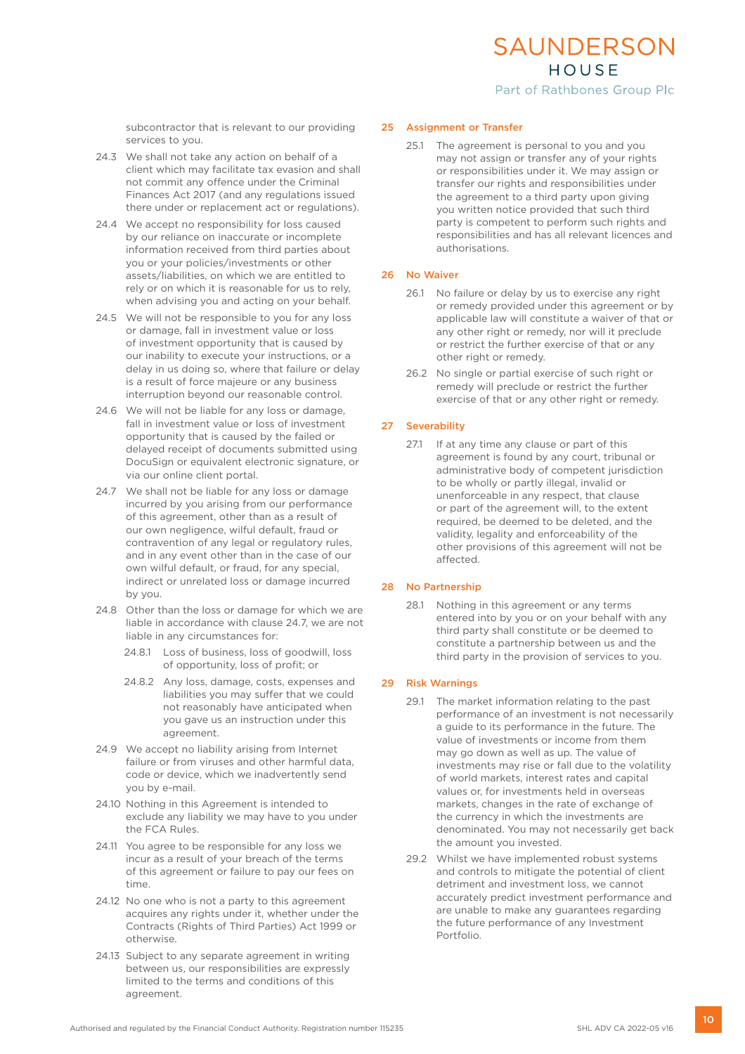subcontractor that is relevant to our providing services to you.

24.3 We shall not take any action on behalf of a client which may facilitate tax evasion and shall not commit any offence under the Criminal Finances Act 2017 (and any regulations issued there under or replacement act or regulations).

24.4 We accept no responsibility for loss caused by our reliance on inaccurate or incomplete information received from third parties about you or your policies/investments or other assets/liabilities, on which we are entitled to rely or on which it is reasonable for us to rely, when advising you and acting on your behalf.

24.5 We will not be responsible to you for any loss or damage, fall in investment value or loss of investment opportunity that is caused by our inability to execute your instructions, or a delay in us doing so, where that failure or delay is a result of force majeure or any business interruption beyond our reasonable control.

24.6 We will not be liable for any loss or damage, fall in investment value or loss of investment opportunity that is caused by the failed or delayed receipt of documents submitted using DocuSign or equivalent electronic signature, or via our online client portal.

24.7 We shall not be liable for any loss or damage incurred by you arising from our performance of this agreement, other than as a result of our own negligence, wilful default, fraud or contravention of any legal or regulatory rules, and in any event other than in the case of our own wilful default, or fraud, for any special, indirect or unrelated loss or damage incurred by you.

24.8 Other than the loss or damage for which we are liable in accordance with clause 24.7, we are not liable in any circumstances for:

24.8.1 Loss of business, loss of goodwill, loss of opportunity, loss of profit; or

24.8.2 Any loss, damage, costs, expenses and liabilities you may suffer that we could not reasonably have anticipated when you gave us an instruction under this agreement.

24.9 We accept no liability arising from Internet failure or from viruses and other harmful data, code or device, which we inadvertently send you by e-mail.

24.10 Nothing in this Agreement is intended to exclude any liability we may have to you under the FCA Rules.

24.11 You agree to be responsible for any loss we incur as a result of your breach of the terms of this agreement or failure to pay our fees on time.

24.12 No one who is not a party to this agreement acquires any rights under it, whether under the Contracts (Rights of Third Parties) Act 1999 or otherwise.

24.13 Subject to any separate agreement in writing between us, our responsibilities are expressly limited to the terms and conditions of this agreement.

## 25 Assignment or Transfer

25.1 The agreement is personal to you and you may not assign or transfer any of your rights or responsibilities under it. We may assign or transfer our rights and responsibilities under the agreement to a third party upon giving you written notice provided that such third party is competent to perform such rights and responsibilities and has all relevant licences and authorisations.

## 26 No Waiver

26.1 No failure or delay by us to exercise any right or remedy provided under this agreement or by applicable law will constitute a waiver of that or any other right or remedy, nor will it preclude or restrict the further exercise of that or any other right or remedy.

26.2 No single or partial exercise of such right or remedy will preclude or restrict the further exercise of that or any other right or remedy.

## 27 Severability

27.1 If at any time any clause or part of this agreement is found by any court, tribunal or administrative body of competent jurisdiction to be wholly or partly illegal, invalid or unenforceable in any respect, that clause or part of the agreement will, to the extent required, be deemed to be deleted, and the validity, legality and enforceability of the other provisions of this agreement will not be affected.

## 28 No Partnership

28.1 Nothing in this agreement or any terms entered into by you or on your behalf with any third party shall constitute or be deemed to constitute a partnership between us and the third party in the provision of services to you.

## 29 Risk Warnings

29.1 The market information relating to the past performance of an investment is not necessarily a guide to its performance in the future. The value of investments or income from them may go down as well as up. The value of investments may rise or fall due to the volatility of world markets, interest rates and capital values or, for investments held in overseas markets, changes in the rate of exchange of the currency in which the investments are denominated. You may not necessarily get back the amount you invested.

29.2 Whilst we have implemented robust systems and controls to mitigate the potential of client detriment and investment loss, we cannot accurately predict investment performance and are unable to make any guarantees regarding the future performance of any Investment Portfolio.